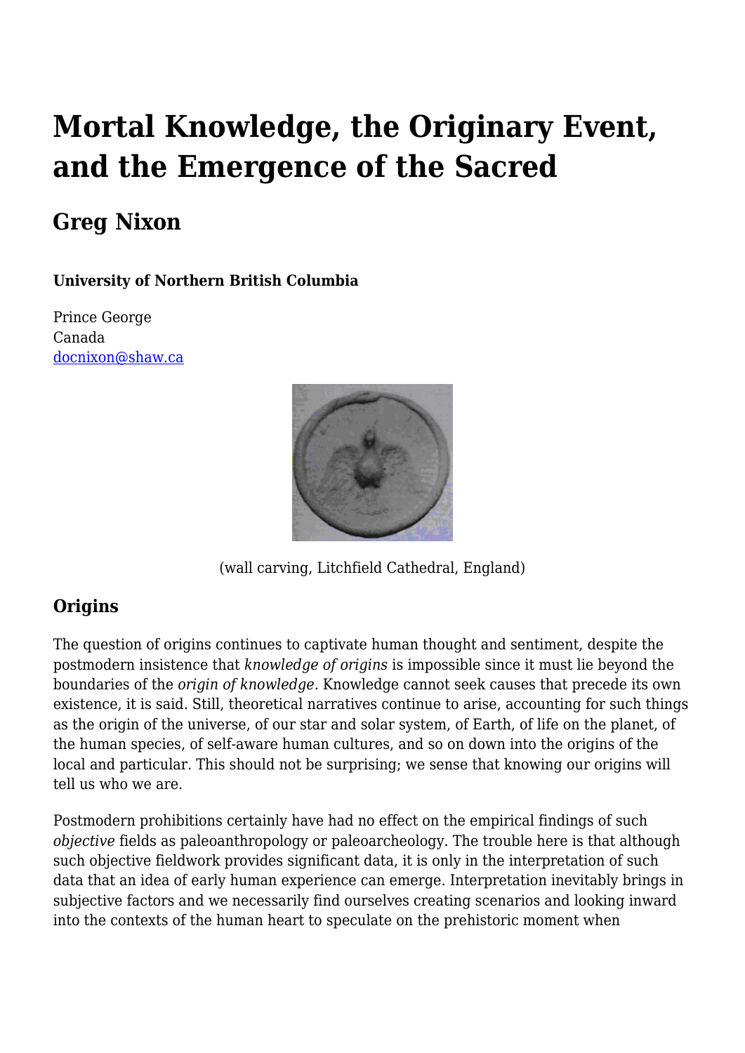# Mortal Knowledge, the Originary Event, and the Emergence of the Sacred

## Greg Nixon

**University of Northern British Columbia**

Prince George
Canada
docnixon@shaw.ca

(wall carving, Litchfield Cathedral, England)

### Origins

The question of origins continues to captivate human thought and sentiment, despite the postmodern insistence that *knowledge of origins* is impossible since it must lie beyond the boundaries of the *origin of knowledge*. Knowledge cannot seek causes that precede its own existence, it is said. Still, theoretical narratives continue to arise, accounting for such things as the origin of the universe, of our star and solar system, of Earth, of life on the planet, of the human species, of self-aware human cultures, and so on down into the origins of the local and particular. This should not be surprising; we sense that knowing our origins will tell us who we are.

Postmodern prohibitions certainly have had no effect on the empirical findings of such *objective* fields as paleoanthropology or paleoarcheology. The trouble here is that although such objective fieldwork provides significant data, it is only in the interpretation of such data that an idea of early human experience can emerge. Interpretation inevitably brings in subjective factors and we necessarily find ourselves creating scenarios and looking inward into the contexts of the human heart to speculate on the prehistoric moment when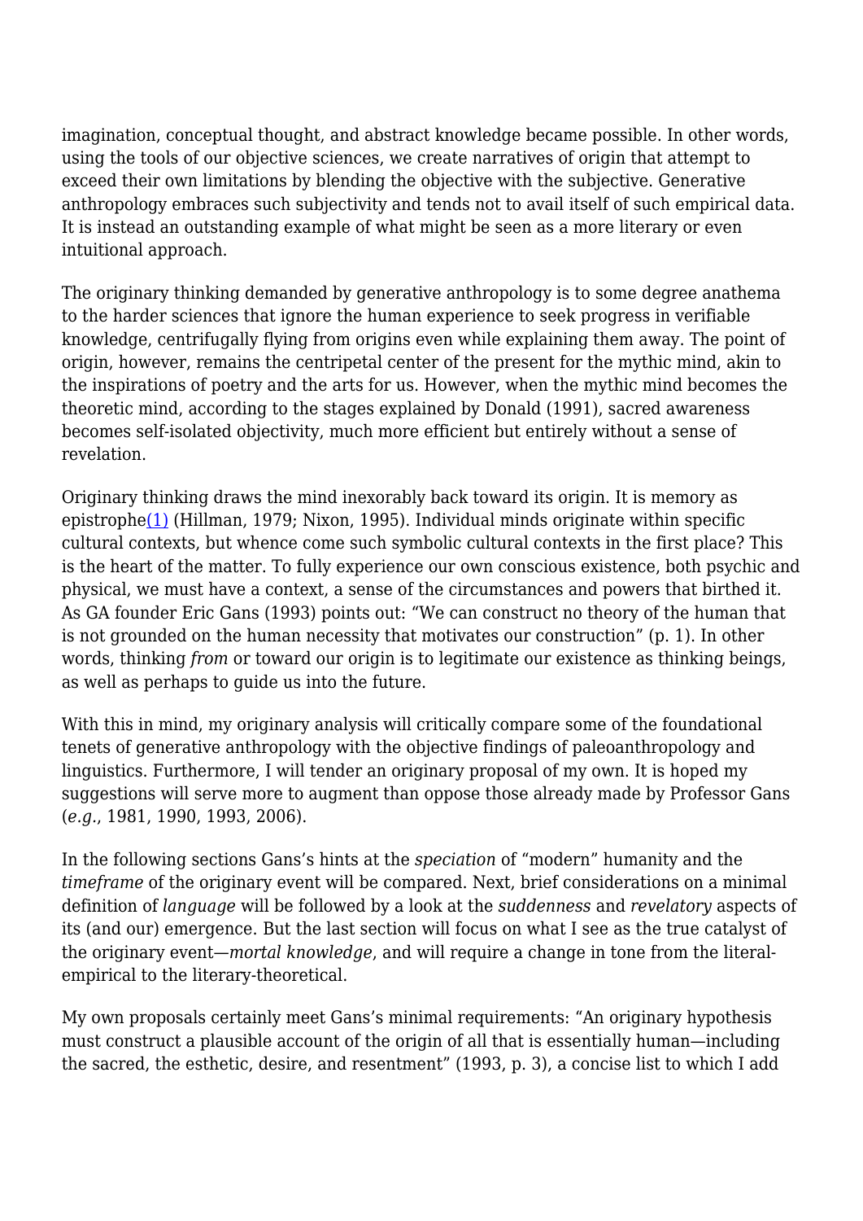imagination, conceptual thought, and abstract knowledge became possible. In other words, using the tools of our objective sciences, we create narratives of origin that attempt to exceed their own limitations by blending the objective with the subjective. Generative anthropology embraces such subjectivity and tends not to avail itself of such empirical data. It is instead an outstanding example of what might be seen as a more literary or even intuitional approach.

The originary thinking demanded by generative anthropology is to some degree anathema to the harder sciences that ignore the human experience to seek progress in verifiable knowledge, centrifugally flying from origins even while explaining them away. The point of origin, however, remains the centripetal center of the present for the mythic mind, akin to the inspirations of poetry and the arts for us. However, when the mythic mind becomes the theoretic mind, according to the stages explained by Donald (1991), sacred awareness becomes self-isolated objectivity, much more efficient but entirely without a sense of revelation.

Originary thinking draws the mind inexorably back toward its origin. It is memory as epistrophe(1) (Hillman, 1979; Nixon, 1995). Individual minds originate within specific cultural contexts, but whence come such symbolic cultural contexts in the first place? This is the heart of the matter. To fully experience our own conscious existence, both psychic and physical, we must have a context, a sense of the circumstances and powers that birthed it. As GA founder Eric Gans (1993) points out: "We can construct no theory of the human that is not grounded on the human necessity that motivates our construction" (p. 1). In other words, thinking *from* or toward our origin is to legitimate our existence as thinking beings, as well as perhaps to guide us into the future.

With this in mind, my originary analysis will critically compare some of the foundational tenets of generative anthropology with the objective findings of paleoanthropology and linguistics. Furthermore, I will tender an originary proposal of my own. It is hoped my suggestions will serve more to augment than oppose those already made by Professor Gans (*e.g.*, 1981, 1990, 1993, 2006).

In the following sections Gans's hints at the *speciation* of "modern" humanity and the *timeframe* of the originary event will be compared. Next, brief considerations on a minimal definition of *language* will be followed by a look at the *suddenness* and *revelatory* aspects of its (and our) emergence. But the last section will focus on what I see as the true catalyst of the originary event—*mortal knowledge*, and will require a change in tone from the literal-empirical to the literary-theoretical.

My own proposals certainly meet Gans's minimal requirements: "An originary hypothesis must construct a plausible account of the origin of all that is essentially human—including the sacred, the esthetic, desire, and resentment" (1993, p. 3), a concise list to which I add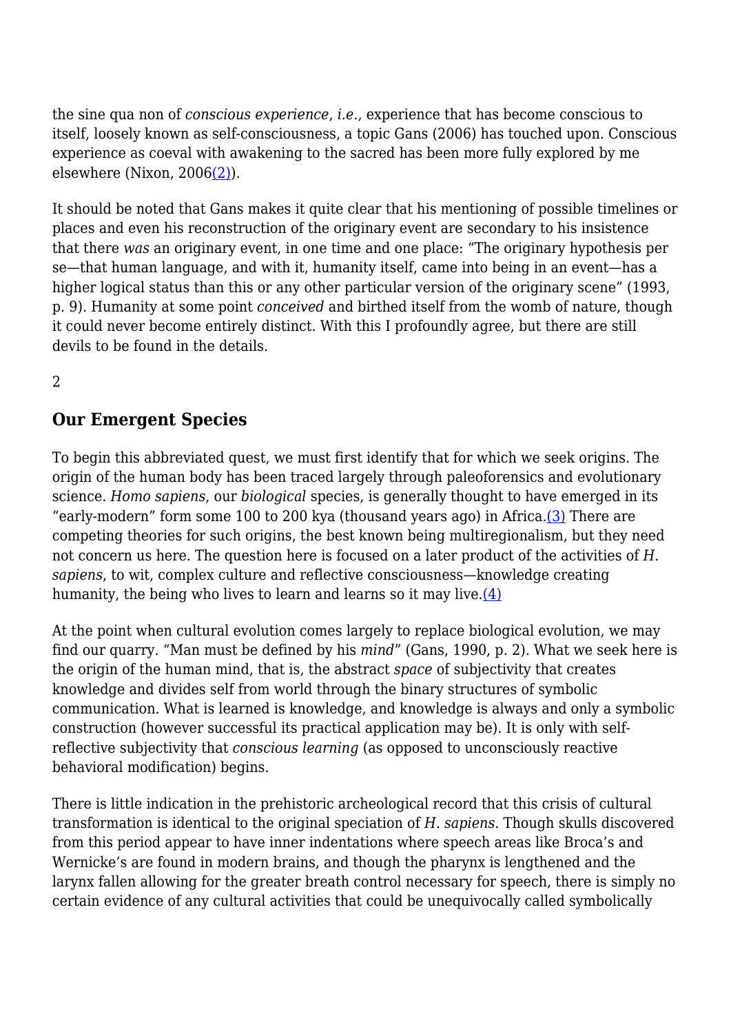the sine qua non of *conscious experience*, *i.e.*, experience that has become conscious to itself, loosely known as self-consciousness, a topic Gans (2006) has touched upon. Conscious experience as coeval with awakening to the sacred has been more fully explored by me elsewhere (Nixon, 2006(2)).

It should be noted that Gans makes it quite clear that his mentioning of possible timelines or places and even his reconstruction of the originary event are secondary to his insistence that there *was* an originary event, in one time and one place: "The originary hypothesis per se—that human language, and with it, humanity itself, came into being in an event—has a higher logical status than this or any other particular version of the originary scene" (1993, p. 9). Humanity at some point *conceived* and birthed itself from the womb of nature, though it could never become entirely distinct. With this I profoundly agree, but there are still devils to be found in the details.

2

## Our Emergent Species

To begin this abbreviated quest, we must first identify that for which we seek origins. The origin of the human body has been traced largely through paleoforensics and evolutionary science. *Homo sapiens*, our *biological* species, is generally thought to have emerged in its "early-modern" form some 100 to 200 kya (thousand years ago) in Africa.(3) There are competing theories for such origins, the best known being multiregionalism, but they need not concern us here. The question here is focused on a later product of the activities of *H. sapiens*, to wit, complex culture and reflective consciousness—knowledge creating humanity, the being who lives to learn and learns so it may live.(4)

At the point when cultural evolution comes largely to replace biological evolution, we may find our quarry. "Man must be defined by his *mind*" (Gans, 1990, p. 2). What we seek here is the origin of the human mind, that is, the abstract *space* of subjectivity that creates knowledge and divides self from world through the binary structures of symbolic communication. What is learned is knowledge, and knowledge is always and only a symbolic construction (however successful its practical application may be). It is only with self-reflective subjectivity that *conscious learning* (as opposed to unconsciously reactive behavioral modification) begins.

There is little indication in the prehistoric archeological record that this crisis of cultural transformation is identical to the original speciation of *H. sapiens*. Though skulls discovered from this period appear to have inner indentations where speech areas like Broca's and Wernicke's are found in modern brains, and though the pharynx is lengthened and the larynx fallen allowing for the greater breath control necessary for speech, there is simply no certain evidence of any cultural activities that could be unequivocally called symbolically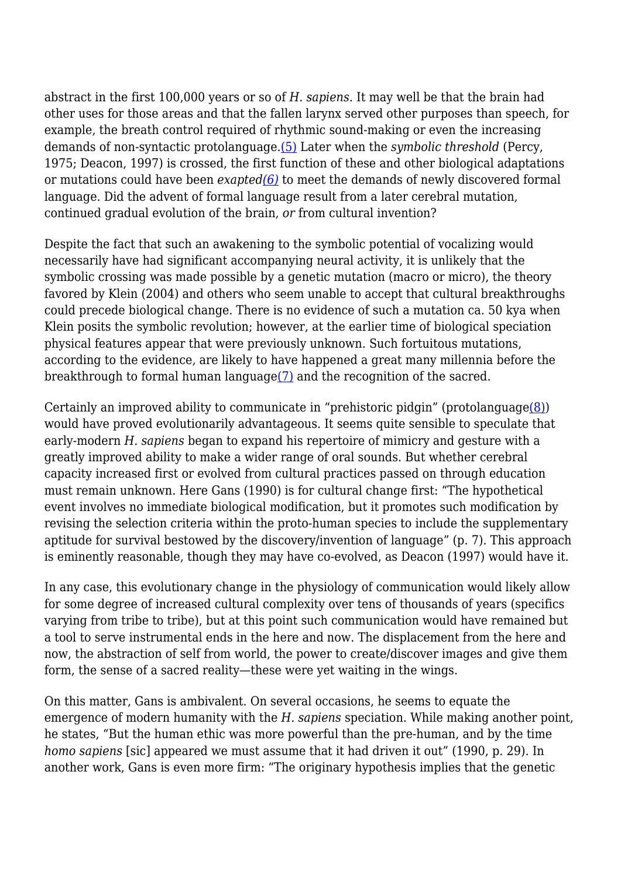abstract in the first 100,000 years or so of *H. sapiens*. It may well be that the brain had other uses for those areas and that the fallen larynx served other purposes than speech, for example, the breath control required of rhythmic sound-making or even the increasing demands of non-syntactic protolanguage.(5) Later when the *symbolic threshold* (Percy, 1975; Deacon, 1997) is crossed, the first function of these and other biological adaptations or mutations could have been *exapted(6)* to meet the demands of newly discovered formal language. Did the advent of formal language result from a later cerebral mutation, continued gradual evolution of the brain, *or* from cultural invention?

Despite the fact that such an awakening to the symbolic potential of vocalizing would necessarily have had significant accompanying neural activity, it is unlikely that the symbolic crossing was made possible by a genetic mutation (macro or micro), the theory favored by Klein (2004) and others who seem unable to accept that cultural breakthroughs could precede biological change. There is no evidence of such a mutation ca. 50 kya when Klein posits the symbolic revolution; however, at the earlier time of biological speciation physical features appear that were previously unknown. Such fortuitous mutations, according to the evidence, are likely to have happened a great many millennia before the breakthrough to formal human language(7) and the recognition of the sacred.

Certainly an improved ability to communicate in "prehistoric pidgin" (protolanguage(8)) would have proved evolutionarily advantageous. It seems quite sensible to speculate that early-modern *H. sapiens* began to expand his repertoire of mimicry and gesture with a greatly improved ability to make a wider range of oral sounds. But whether cerebral capacity increased first or evolved from cultural practices passed on through education must remain unknown. Here Gans (1990) is for cultural change first: "The hypothetical event involves no immediate biological modification, but it promotes such modification by revising the selection criteria within the proto-human species to include the supplementary aptitude for survival bestowed by the discovery/invention of language" (p. 7). This approach is eminently reasonable, though they may have co-evolved, as Deacon (1997) would have it.

In any case, this evolutionary change in the physiology of communication would likely allow for some degree of increased cultural complexity over tens of thousands of years (specifics varying from tribe to tribe), but at this point such communication would have remained but a tool to serve instrumental ends in the here and now. The displacement from the here and now, the abstraction of self from world, the power to create/discover images and give them form, the sense of a sacred reality—these were yet waiting in the wings.

On this matter, Gans is ambivalent. On several occasions, he seems to equate the emergence of modern humanity with the *H. sapiens* speciation. While making another point, he states, "But the human ethic was more powerful than the pre-human, and by the time *homo sapiens* [sic] appeared we must assume that it had driven it out" (1990, p. 29). In another work, Gans is even more firm: "The originary hypothesis implies that the genetic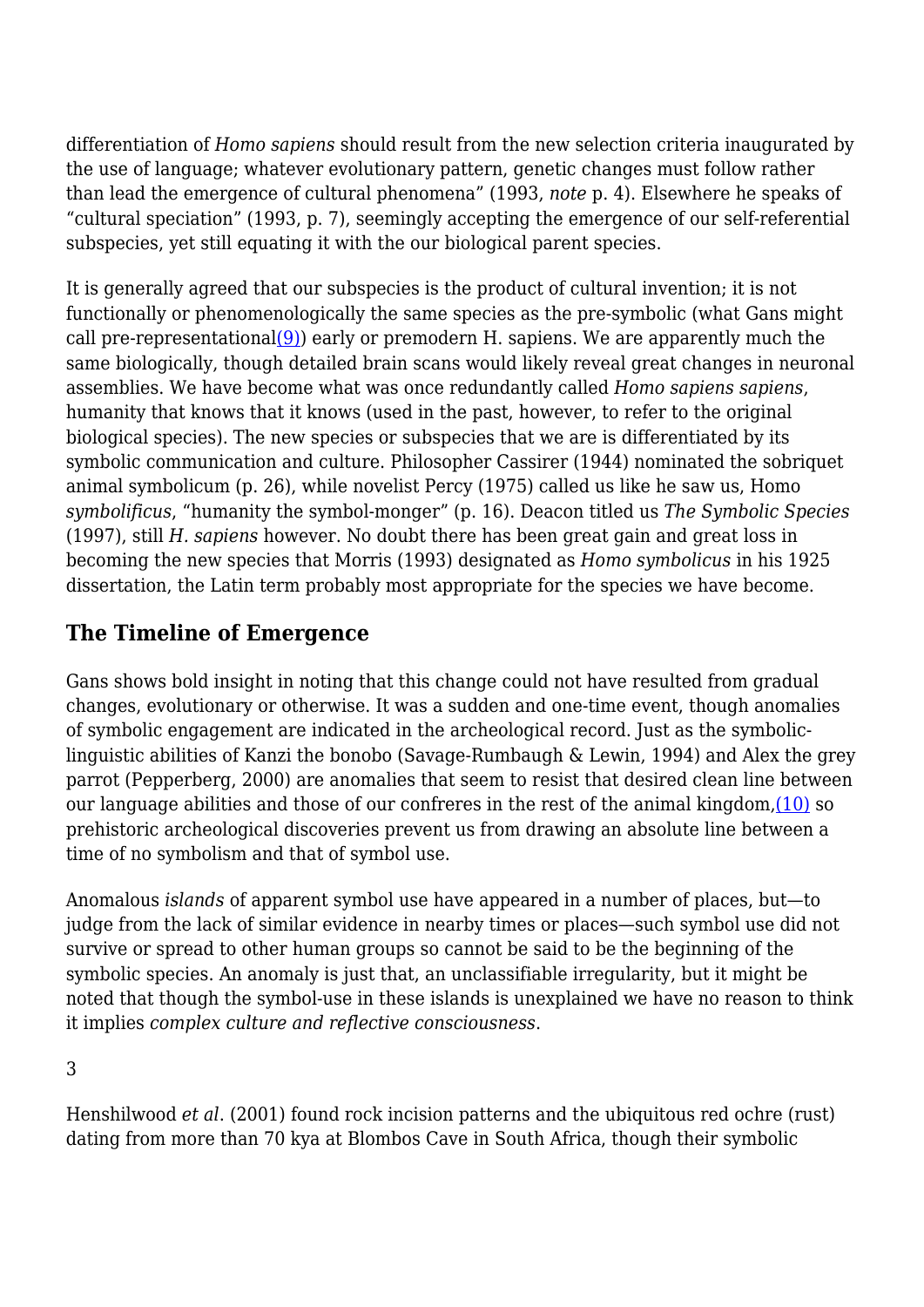differentiation of *Homo sapiens* should result from the new selection criteria inaugurated by the use of language; whatever evolutionary pattern, genetic changes must follow rather than lead the emergence of cultural phenomena" (1993, *note* p. 4). Elsewhere he speaks of "cultural speciation" (1993, p. 7), seemingly accepting the emergence of our self-referential subspecies, yet still equating it with the our biological parent species.

It is generally agreed that our subspecies is the product of cultural invention; it is not functionally or phenomenologically the same species as the pre-symbolic (what Gans might call pre-representational(9)) early or premodern H. sapiens. We are apparently much the same biologically, though detailed brain scans would likely reveal great changes in neuronal assemblies. We have become what was once redundantly called *Homo sapiens sapiens*, humanity that knows that it knows (used in the past, however, to refer to the original biological species). The new species or subspecies that we are is differentiated by its symbolic communication and culture. Philosopher Cassirer (1944) nominated the sobriquet animal symbolicum (p. 26), while novelist Percy (1975) called us like he saw us, Homo *symbolificus*, "humanity the symbol-monger" (p. 16). Deacon titled us *The Symbolic Species* (1997), still *H. sapiens* however. No doubt there has been great gain and great loss in becoming the new species that Morris (1993) designated as *Homo symbolicus* in his 1925 dissertation, the Latin term probably most appropriate for the species we have become.

## The Timeline of Emergence

Gans shows bold insight in noting that this change could not have resulted from gradual changes, evolutionary or otherwise. It was a sudden and one-time event, though anomalies of symbolic engagement are indicated in the archeological record. Just as the symbolic-linguistic abilities of Kanzi the bonobo (Savage-Rumbaugh & Lewin, 1994) and Alex the grey parrot (Pepperberg, 2000) are anomalies that seem to resist that desired clean line between our language abilities and those of our confreres in the rest of the animal kingdom,(10) so prehistoric archeological discoveries prevent us from drawing an absolute line between a time of no symbolism and that of symbol use.

Anomalous *islands* of apparent symbol use have appeared in a number of places, but—to judge from the lack of similar evidence in nearby times or places—such symbol use did not survive or spread to other human groups so cannot be said to be the beginning of the symbolic species. An anomaly is just that, an unclassifiable irregularity, but it might be noted that though the symbol-use in these islands is unexplained we have no reason to think it implies *complex culture and reflective consciousness*.

Henshilwood *et al*. (2001) found rock incision patterns and the ubiquitous red ochre (rust) dating from more than 70 kya at Blombos Cave in South Africa, though their symbolic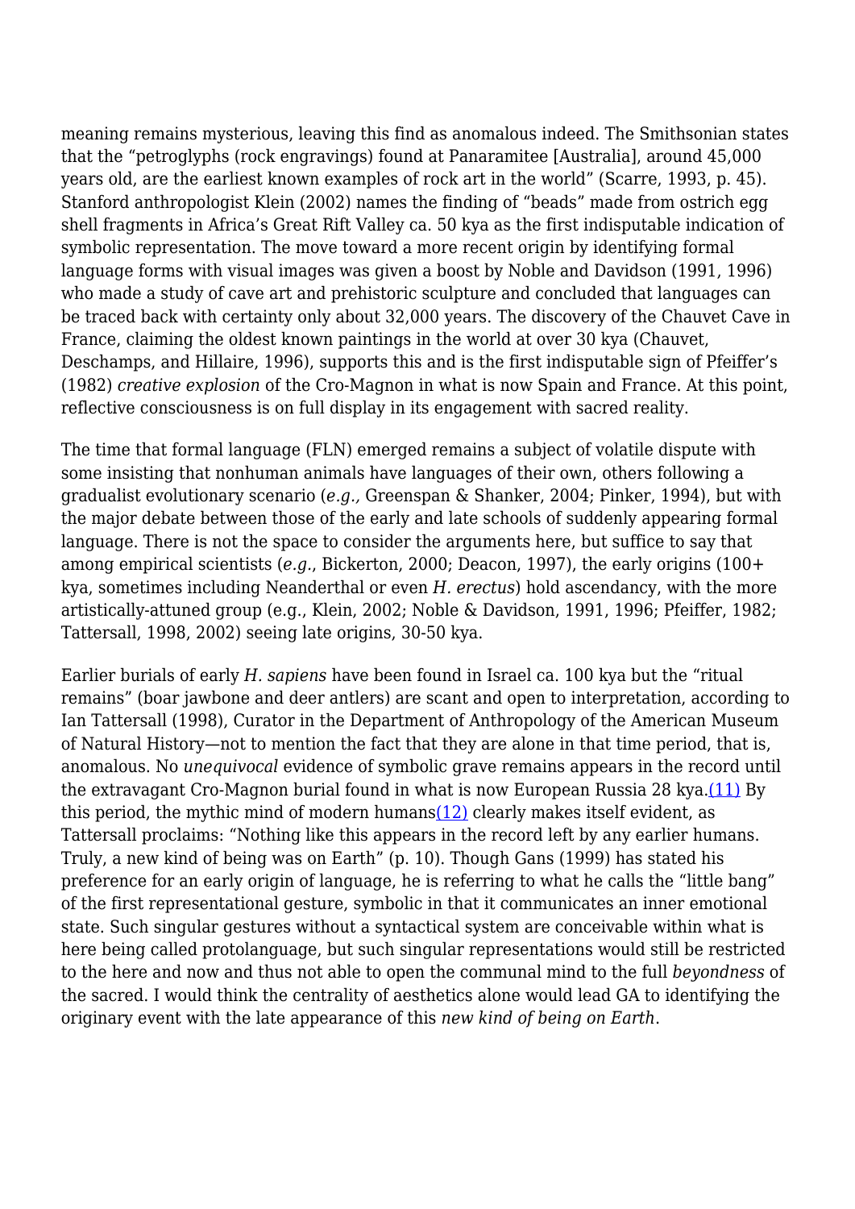meaning remains mysterious, leaving this find as anomalous indeed. The Smithsonian states that the "petroglyphs (rock engravings) found at Panaramitee [Australia], around 45,000 years old, are the earliest known examples of rock art in the world" (Scarre, 1993, p. 45). Stanford anthropologist Klein (2002) names the finding of "beads" made from ostrich egg shell fragments in Africa's Great Rift Valley ca. 50 kya as the first indisputable indication of symbolic representation. The move toward a more recent origin by identifying formal language forms with visual images was given a boost by Noble and Davidson (1991, 1996) who made a study of cave art and prehistoric sculpture and concluded that languages can be traced back with certainty only about 32,000 years. The discovery of the Chauvet Cave in France, claiming the oldest known paintings in the world at over 30 kya (Chauvet, Deschamps, and Hillaire, 1996), supports this and is the first indisputable sign of Pfeiffer's (1982) *creative explosion* of the Cro-Magnon in what is now Spain and France. At this point, reflective consciousness is on full display in its engagement with sacred reality.

The time that formal language (FLN) emerged remains a subject of volatile dispute with some insisting that nonhuman animals have languages of their own, others following a gradualist evolutionary scenario (*e.g.,* Greenspan & Shanker, 2004; Pinker, 1994), but with the major debate between those of the early and late schools of suddenly appearing formal language. There is not the space to consider the arguments here, but suffice to say that among empirical scientists (*e.g.*, Bickerton, 2000; Deacon, 1997), the early origins (100+ kya, sometimes including Neanderthal or even *H. erectus*) hold ascendancy, with the more artistically-attuned group (e.g., Klein, 2002; Noble & Davidson, 1991, 1996; Pfeiffer, 1982; Tattersall, 1998, 2002) seeing late origins, 30-50 kya.

Earlier burials of early *H. sapiens* have been found in Israel ca. 100 kya but the "ritual remains" (boar jawbone and deer antlers) are scant and open to interpretation, according to Ian Tattersall (1998), Curator in the Department of Anthropology of the American Museum of Natural History—not to mention the fact that they are alone in that time period, that is, anomalous. No *unequivocal* evidence of symbolic grave remains appears in the record until the extravagant Cro-Magnon burial found in what is now European Russia 28 kya.(11) By this period, the mythic mind of modern humans(12) clearly makes itself evident, as Tattersall proclaims: "Nothing like this appears in the record left by any earlier humans. Truly, a new kind of being was on Earth" (p. 10). Though Gans (1999) has stated his preference for an early origin of language, he is referring to what he calls the "little bang" of the first representational gesture, symbolic in that it communicates an inner emotional state. Such singular gestures without a syntactical system are conceivable within what is here being called protolanguage, but such singular representations would still be restricted to the here and now and thus not able to open the communal mind to the full *beyondness* of the sacred. I would think the centrality of aesthetics alone would lead GA to identifying the originary event with the late appearance of this *new kind of being on Earth*.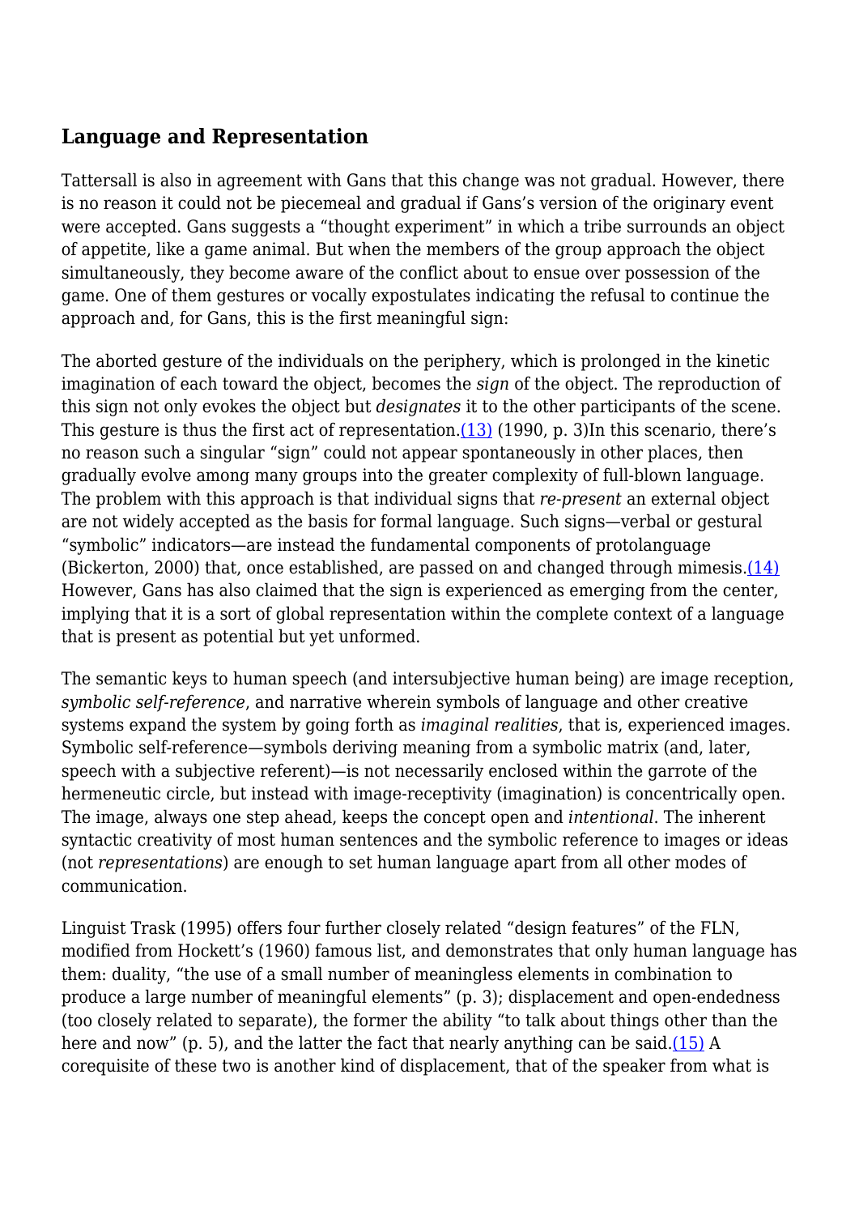## Language and Representation

Tattersall is also in agreement with Gans that this change was not gradual. However, there is no reason it could not be piecemeal and gradual if Gans's version of the originary event were accepted. Gans suggests a "thought experiment" in which a tribe surrounds an object of appetite, like a game animal. But when the members of the group approach the object simultaneously, they become aware of the conflict about to ensue over possession of the game. One of them gestures or vocally expostulates indicating the refusal to continue the approach and, for Gans, this is the first meaningful sign:

The aborted gesture of the individuals on the periphery, which is prolonged in the kinetic imagination of each toward the object, becomes the *sign* of the object. The reproduction of this sign not only evokes the object but *designates* it to the other participants of the scene. This gesture is thus the first act of representation.(13) (1990, p. 3)In this scenario, there's no reason such a singular "sign" could not appear spontaneously in other places, then gradually evolve among many groups into the greater complexity of full-blown language. The problem with this approach is that individual signs that *re-present* an external object are not widely accepted as the basis for formal language. Such signs—verbal or gestural "symbolic" indicators—are instead the fundamental components of protolanguage (Bickerton, 2000) that, once established, are passed on and changed through mimesis.(14) However, Gans has also claimed that the sign is experienced as emerging from the center, implying that it is a sort of global representation within the complete context of a language that is present as potential but yet unformed.

The semantic keys to human speech (and intersubjective human being) are image reception, *symbolic self-reference*, and narrative wherein symbols of language and other creative systems expand the system by going forth as *imaginal realities*, that is, experienced images. Symbolic self-reference—symbols deriving meaning from a symbolic matrix (and, later, speech with a subjective referent)—is not necessarily enclosed within the garrote of the hermeneutic circle, but instead with image-receptivity (imagination) is concentrically open. The image, always one step ahead, keeps the concept open and *intentional.* The inherent syntactic creativity of most human sentences and the symbolic reference to images or ideas (not *representations*) are enough to set human language apart from all other modes of communication.

Linguist Trask (1995) offers four further closely related "design features" of the FLN, modified from Hockett's (1960) famous list, and demonstrates that only human language has them: duality, "the use of a small number of meaningless elements in combination to produce a large number of meaningful elements" (p. 3); displacement and open-endedness (too closely related to separate), the former the ability "to talk about things other than the here and now" (p. 5), and the latter the fact that nearly anything can be said.(15) A corequisite of these two is another kind of displacement, that of the speaker from what is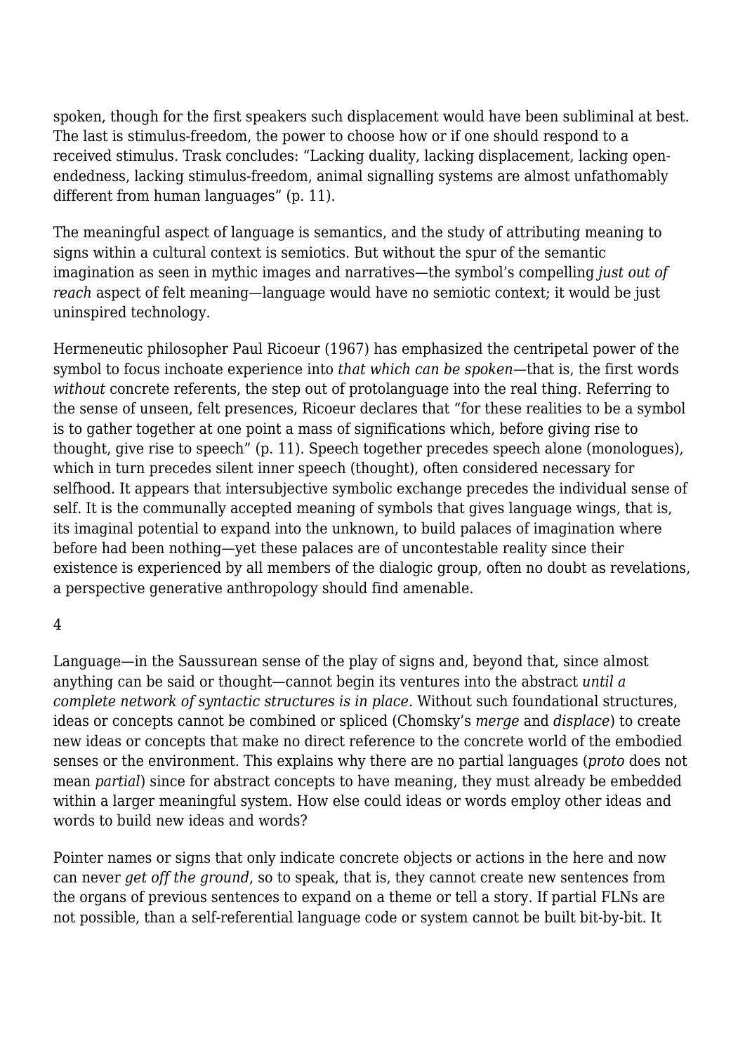spoken, though for the first speakers such displacement would have been subliminal at best. The last is stimulus-freedom, the power to choose how or if one should respond to a received stimulus. Trask concludes: "Lacking duality, lacking displacement, lacking open-endedness, lacking stimulus-freedom, animal signalling systems are almost unfathomably different from human languages" (p. 11).

The meaningful aspect of language is semantics, and the study of attributing meaning to signs within a cultural context is semiotics. But without the spur of the semantic imagination as seen in mythic images and narratives—the symbol's compelling *just out of reach* aspect of felt meaning—language would have no semiotic context; it would be just uninspired technology.

Hermeneutic philosopher Paul Ricoeur (1967) has emphasized the centripetal power of the symbol to focus inchoate experience into *that which can be spoken*—that is, the first words *without* concrete referents, the step out of protolanguage into the real thing. Referring to the sense of unseen, felt presences, Ricoeur declares that "for these realities to be a symbol is to gather together at one point a mass of significations which, before giving rise to thought, give rise to speech" (p. 11). Speech together precedes speech alone (monologues), which in turn precedes silent inner speech (thought), often considered necessary for selfhood. It appears that intersubjective symbolic exchange precedes the individual sense of self. It is the communally accepted meaning of symbols that gives language wings, that is, its imaginal potential to expand into the unknown, to build palaces of imagination where before had been nothing—yet these palaces are of uncontestable reality since their existence is experienced by all members of the dialogic group, often no doubt as revelations, a perspective generative anthropology should find amenable.

4

Language—in the Saussurean sense of the play of signs and, beyond that, since almost anything can be said or thought—cannot begin its ventures into the abstract *until a complete network of syntactic structures is in place*. Without such foundational structures, ideas or concepts cannot be combined or spliced (Chomsky's *merge* and *displace*) to create new ideas or concepts that make no direct reference to the concrete world of the embodied senses or the environment. This explains why there are no partial languages (*proto* does not mean *partial*) since for abstract concepts to have meaning, they must already be embedded within a larger meaningful system. How else could ideas or words employ other ideas and words to build new ideas and words?

Pointer names or signs that only indicate concrete objects or actions in the here and now can never *get off the ground*, so to speak, that is, they cannot create new sentences from the organs of previous sentences to expand on a theme or tell a story. If partial FLNs are not possible, than a self-referential language code or system cannot be built bit-by-bit. It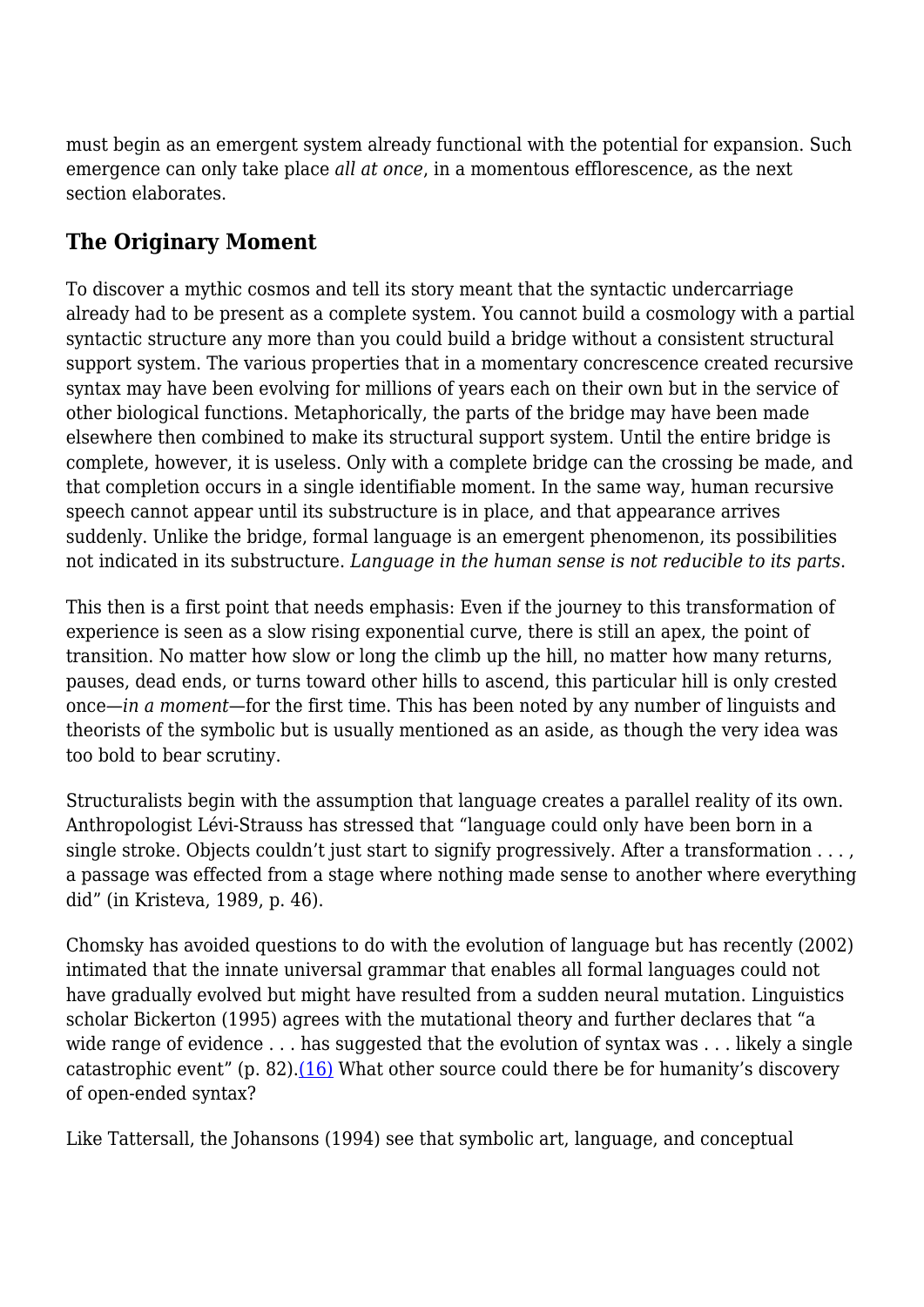must begin as an emergent system already functional with the potential for expansion. Such emergence can only take place *all at once*, in a momentous efflorescence, as the next section elaborates.

## The Originary Moment

To discover a mythic cosmos and tell its story meant that the syntactic undercarriage already had to be present as a complete system. You cannot build a cosmology with a partial syntactic structure any more than you could build a bridge without a consistent structural support system. The various properties that in a momentary concrescence created recursive syntax may have been evolving for millions of years each on their own but in the service of other biological functions. Metaphorically, the parts of the bridge may have been made elsewhere then combined to make its structural support system. Until the entire bridge is complete, however, it is useless. Only with a complete bridge can the crossing be made, and that completion occurs in a single identifiable moment. In the same way, human recursive speech cannot appear until its substructure is in place, and that appearance arrives suddenly. Unlike the bridge, formal language is an emergent phenomenon, its possibilities not indicated in its substructure. *Language in the human sense is not reducible to its parts*.

This then is a first point that needs emphasis: Even if the journey to this transformation of experience is seen as a slow rising exponential curve, there is still an apex, the point of transition. No matter how slow or long the climb up the hill, no matter how many returns, pauses, dead ends, or turns toward other hills to ascend, this particular hill is only crested once—*in a moment*—for the first time. This has been noted by any number of linguists and theorists of the symbolic but is usually mentioned as an aside, as though the very idea was too bold to bear scrutiny.

Structuralists begin with the assumption that language creates a parallel reality of its own. Anthropologist Lévi-Strauss has stressed that "language could only have been born in a single stroke. Objects couldn't just start to signify progressively. After a transformation . . . , a passage was effected from a stage where nothing made sense to another where everything did" (in Kristeva, 1989, p. 46).

Chomsky has avoided questions to do with the evolution of language but has recently (2002) intimated that the innate universal grammar that enables all formal languages could not have gradually evolved but might have resulted from a sudden neural mutation. Linguistics scholar Bickerton (1995) agrees with the mutational theory and further declares that "a wide range of evidence . . . has suggested that the evolution of syntax was . . . likely a single catastrophic event" (p. 82).(16) What other source could there be for humanity's discovery of open-ended syntax?

Like Tattersall, the Johansons (1994) see that symbolic art, language, and conceptual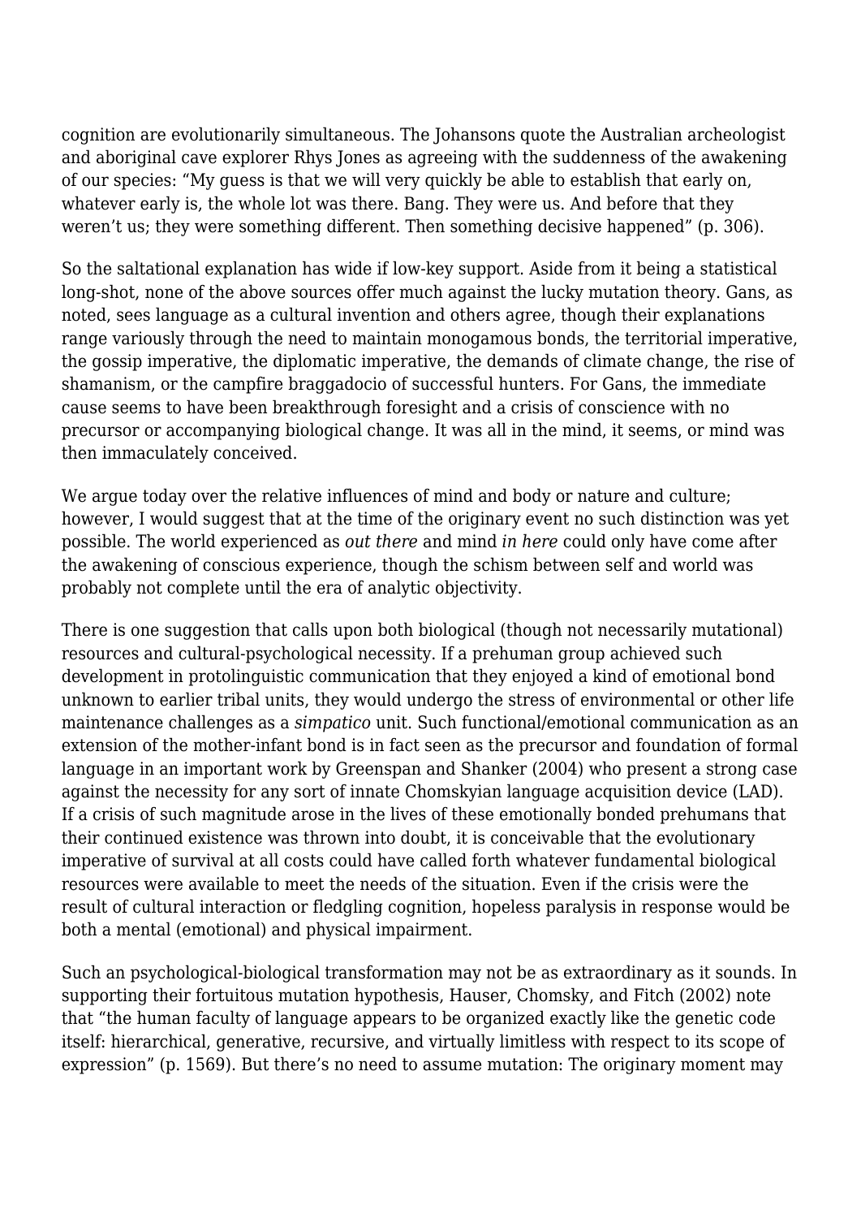cognition are evolutionarily simultaneous. The Johansons quote the Australian archeologist and aboriginal cave explorer Rhys Jones as agreeing with the suddenness of the awakening of our species: "My guess is that we will very quickly be able to establish that early on, whatever early is, the whole lot was there. Bang. They were us. And before that they weren't us; they were something different. Then something decisive happened" (p. 306).

So the saltational explanation has wide if low-key support. Aside from it being a statistical long-shot, none of the above sources offer much against the lucky mutation theory. Gans, as noted, sees language as a cultural invention and others agree, though their explanations range variously through the need to maintain monogamous bonds, the territorial imperative, the gossip imperative, the diplomatic imperative, the demands of climate change, the rise of shamanism, or the campfire braggadocio of successful hunters. For Gans, the immediate cause seems to have been breakthrough foresight and a crisis of conscience with no precursor or accompanying biological change. It was all in the mind, it seems, or mind was then immaculately conceived.

We argue today over the relative influences of mind and body or nature and culture; however, I would suggest that at the time of the originary event no such distinction was yet possible. The world experienced as *out there* and mind *in here* could only have come after the awakening of conscious experience, though the schism between self and world was probably not complete until the era of analytic objectivity.

There is one suggestion that calls upon both biological (though not necessarily mutational) resources and cultural-psychological necessity. If a prehuman group achieved such development in protolinguistic communication that they enjoyed a kind of emotional bond unknown to earlier tribal units, they would undergo the stress of environmental or other life maintenance challenges as a *simpatico* unit. Such functional/emotional communication as an extension of the mother-infant bond is in fact seen as the precursor and foundation of formal language in an important work by Greenspan and Shanker (2004) who present a strong case against the necessity for any sort of innate Chomskyian language acquisition device (LAD). If a crisis of such magnitude arose in the lives of these emotionally bonded prehumans that their continued existence was thrown into doubt, it is conceivable that the evolutionary imperative of survival at all costs could have called forth whatever fundamental biological resources were available to meet the needs of the situation. Even if the crisis were the result of cultural interaction or fledgling cognition, hopeless paralysis in response would be both a mental (emotional) and physical impairment.

Such an psychological-biological transformation may not be as extraordinary as it sounds. In supporting their fortuitous mutation hypothesis, Hauser, Chomsky, and Fitch (2002) note that "the human faculty of language appears to be organized exactly like the genetic code itself: hierarchical, generative, recursive, and virtually limitless with respect to its scope of expression" (p. 1569). But there's no need to assume mutation: The originary moment may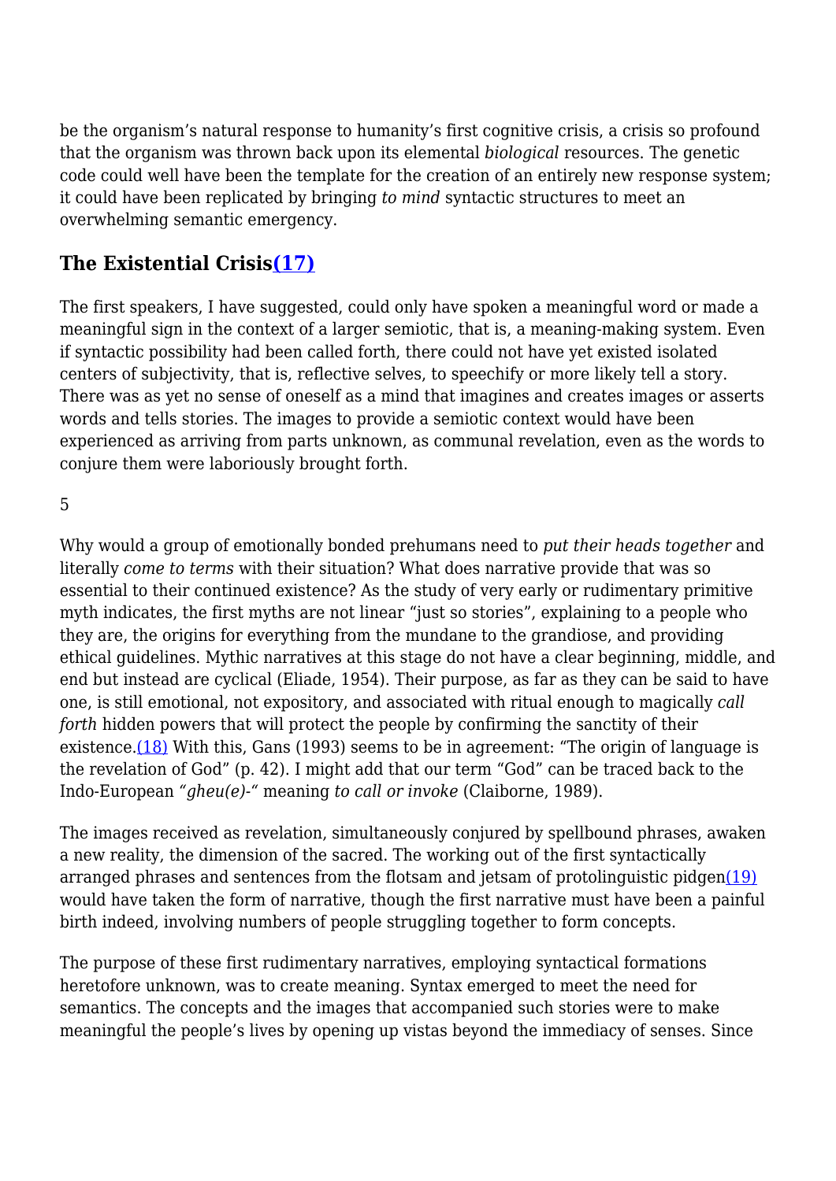be the organism's natural response to humanity's first cognitive crisis, a crisis so profound that the organism was thrown back upon its elemental *biological* resources. The genetic code could well have been the template for the creation of an entirely new response system; it could have been replicated by bringing *to mind* syntactic structures to meet an overwhelming semantic emergency.

## The Existential Crisis(17)

The first speakers, I have suggested, could only have spoken a meaningful word or made a meaningful sign in the context of a larger semiotic, that is, a meaning-making system. Even if syntactic possibility had been called forth, there could not have yet existed isolated centers of subjectivity, that is, reflective selves, to speechify or more likely tell a story. There was as yet no sense of oneself as a mind that imagines and creates images or asserts words and tells stories. The images to provide a semiotic context would have been experienced as arriving from parts unknown, as communal revelation, even as the words to conjure them were laboriously brought forth.

5

Why would a group of emotionally bonded prehumans need to *put their heads together* and literally *come to terms* with their situation? What does narrative provide that was so essential to their continued existence? As the study of very early or rudimentary primitive myth indicates, the first myths are not linear "just so stories", explaining to a people who they are, the origins for everything from the mundane to the grandiose, and providing ethical guidelines. Mythic narratives at this stage do not have a clear beginning, middle, and end but instead are cyclical (Eliade, 1954). Their purpose, as far as they can be said to have one, is still emotional, not expository, and associated with ritual enough to magically *call forth* hidden powers that will protect the people by confirming the sanctity of their existence.(18) With this, Gans (1993) seems to be in agreement: "The origin of language is the revelation of God" (p. 42). I might add that our term "God" can be traced back to the Indo-European *"gheu(e)-"* meaning *to call or invoke* (Claiborne, 1989).

The images received as revelation, simultaneously conjured by spellbound phrases, awaken a new reality, the dimension of the sacred. The working out of the first syntactically arranged phrases and sentences from the flotsam and jetsam of protolinguistic pidgen(19) would have taken the form of narrative, though the first narrative must have been a painful birth indeed, involving numbers of people struggling together to form concepts.

The purpose of these first rudimentary narratives, employing syntactical formations heretofore unknown, was to create meaning. Syntax emerged to meet the need for semantics. The concepts and the images that accompanied such stories were to make meaningful the people's lives by opening up vistas beyond the immediacy of senses. Since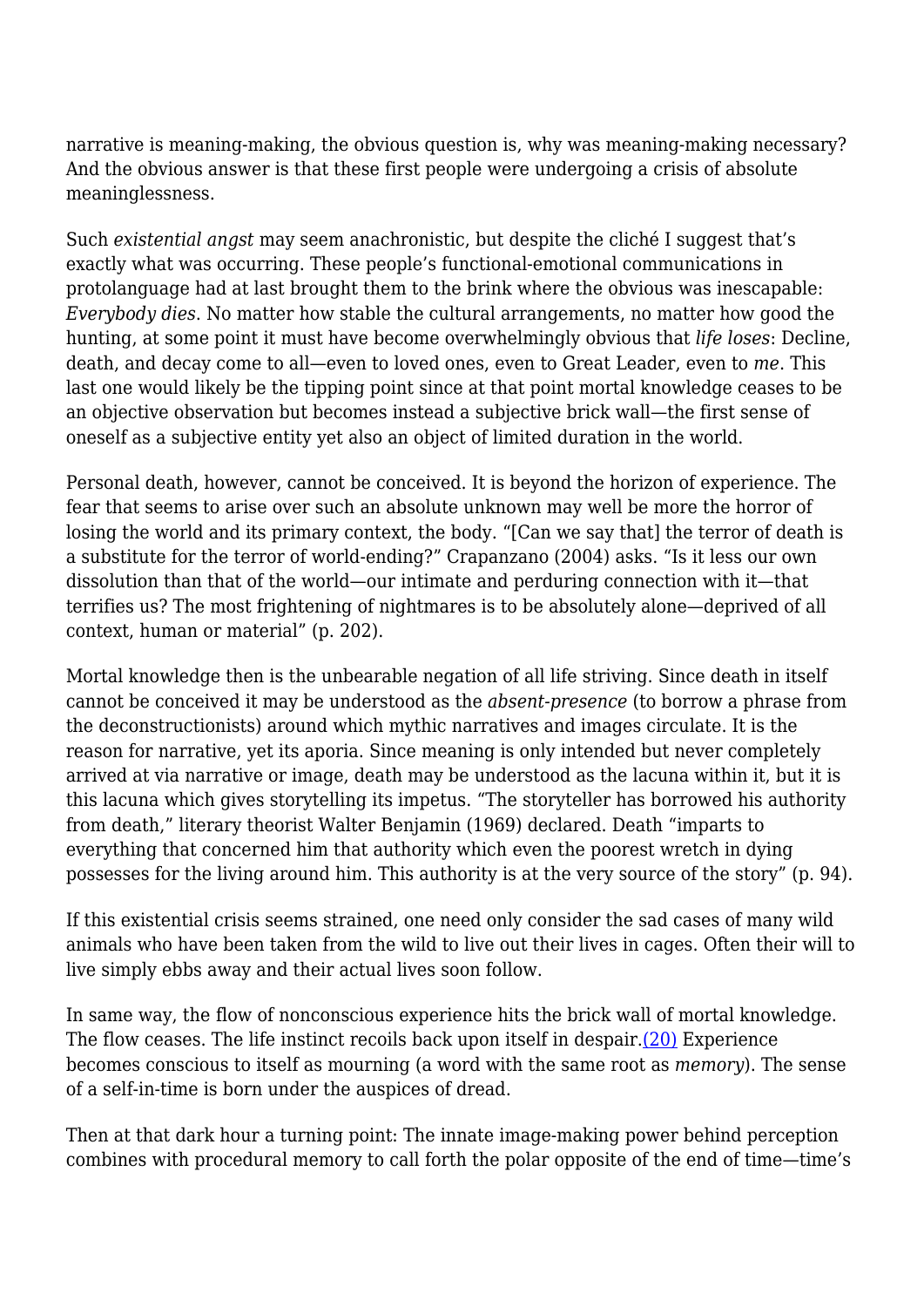narrative is meaning-making, the obvious question is, why was meaning-making necessary? And the obvious answer is that these first people were undergoing a crisis of absolute meaninglessness.

Such *existential angst* may seem anachronistic, but despite the cliché I suggest that's exactly what was occurring. These people's functional-emotional communications in protolanguage had at last brought them to the brink where the obvious was inescapable: *Everybody dies*. No matter how stable the cultural arrangements, no matter how good the hunting, at some point it must have become overwhelmingly obvious that *life loses*: Decline, death, and decay come to all—even to loved ones, even to Great Leader, even to *me*. This last one would likely be the tipping point since at that point mortal knowledge ceases to be an objective observation but becomes instead a subjective brick wall—the first sense of oneself as a subjective entity yet also an object of limited duration in the world.

Personal death, however, cannot be conceived. It is beyond the horizon of experience. The fear that seems to arise over such an absolute unknown may well be more the horror of losing the world and its primary context, the body. "[Can we say that] the terror of death is a substitute for the terror of world-ending?" Crapanzano (2004) asks. "Is it less our own dissolution than that of the world—our intimate and perduring connection with it—that terrifies us? The most frightening of nightmares is to be absolutely alone—deprived of all context, human or material" (p. 202).

Mortal knowledge then is the unbearable negation of all life striving. Since death in itself cannot be conceived it may be understood as the *absent-presence* (to borrow a phrase from the deconstructionists) around which mythic narratives and images circulate. It is the reason for narrative, yet its aporia. Since meaning is only intended but never completely arrived at via narrative or image, death may be understood as the lacuna within it, but it is this lacuna which gives storytelling its impetus. "The storyteller has borrowed his authority from death," literary theorist Walter Benjamin (1969) declared. Death "imparts to everything that concerned him that authority which even the poorest wretch in dying possesses for the living around him. This authority is at the very source of the story" (p. 94).

If this existential crisis seems strained, one need only consider the sad cases of many wild animals who have been taken from the wild to live out their lives in cages. Often their will to live simply ebbs away and their actual lives soon follow.

In same way, the flow of nonconscious experience hits the brick wall of mortal knowledge. The flow ceases. The life instinct recoils back upon itself in despair.(20) Experience becomes conscious to itself as mourning (a word with the same root as *memory*). The sense of a self-in-time is born under the auspices of dread.

Then at that dark hour a turning point: The innate image-making power behind perception combines with procedural memory to call forth the polar opposite of the end of time—time's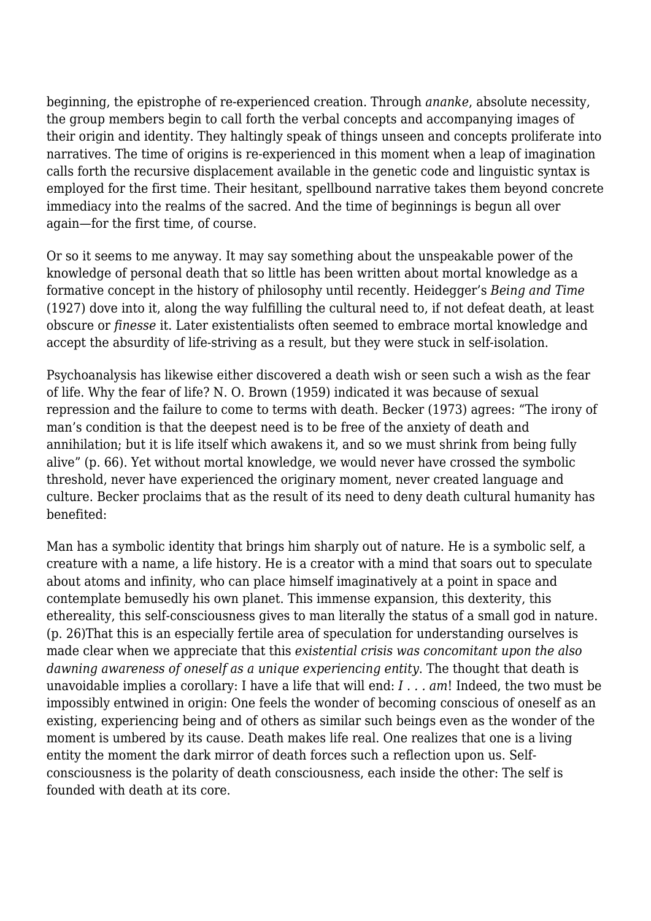beginning, the epistrophe of re-experienced creation. Through *ananke*, absolute necessity, the group members begin to call forth the verbal concepts and accompanying images of their origin and identity. They haltingly speak of things unseen and concepts proliferate into narratives. The time of origins is re-experienced in this moment when a leap of imagination calls forth the recursive displacement available in the genetic code and linguistic syntax is employed for the first time. Their hesitant, spellbound narrative takes them beyond concrete immediacy into the realms of the sacred. And the time of beginnings is begun all over again—for the first time, of course.

Or so it seems to me anyway. It may say something about the unspeakable power of the knowledge of personal death that so little has been written about mortal knowledge as a formative concept in the history of philosophy until recently. Heidegger's *Being and Time* (1927) dove into it, along the way fulfilling the cultural need to, if not defeat death, at least obscure or *finesse* it. Later existentialists often seemed to embrace mortal knowledge and accept the absurdity of life-striving as a result, but they were stuck in self-isolation.

Psychoanalysis has likewise either discovered a death wish or seen such a wish as the fear of life. Why the fear of life? N. O. Brown (1959) indicated it was because of sexual repression and the failure to come to terms with death. Becker (1973) agrees: "The irony of man's condition is that the deepest need is to be free of the anxiety of death and annihilation; but it is life itself which awakens it, and so we must shrink from being fully alive" (p. 66). Yet without mortal knowledge, we would never have crossed the symbolic threshold, never have experienced the originary moment, never created language and culture. Becker proclaims that as the result of its need to deny death cultural humanity has benefited:

> Man has a symbolic identity that brings him sharply out of nature. He is a symbolic self, a creature with a name, a life history. He is a creator with a mind that soars out to speculate about atoms and infinity, who can place himself imaginatively at a point in space and contemplate bemusedly his own planet. This immense expansion, this dexterity, this ethereality, this self-consciousness gives to man literally the status of a small god in nature. (p. 26)

That this is an especially fertile area of speculation for understanding ourselves is made clear when we appreciate that this *existential crisis was concomitant upon the also dawning awareness of oneself as a unique experiencing entity*. The thought that death is unavoidable implies a corollary: I have a life that will end: *I . . . am*! Indeed, the two must be impossibly entwined in origin: One feels the wonder of becoming conscious of oneself as an existing, experiencing being and of others as similar such beings even as the wonder of the moment is umbered by its cause. Death makes life real. One realizes that one is a living entity the moment the dark mirror of death forces such a reflection upon us. Self-consciousness is the polarity of death consciousness, each inside the other: The self is founded with death at its core.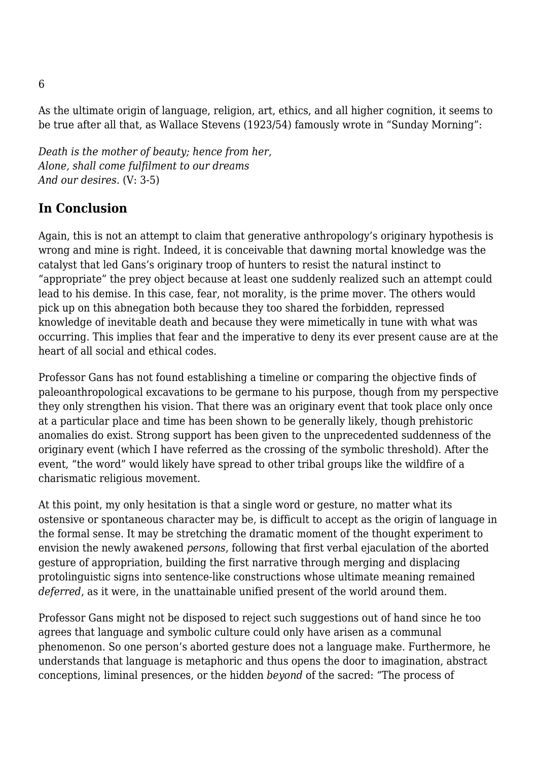6

As the ultimate origin of language, religion, art, ethics, and all higher cognition, it seems to be true after all that, as Wallace Stevens (1923/54) famously wrote in "Sunday Morning":

*Death is the mother of beauty; hence from her,*
*Alone, shall come fulfilment to our dreams*
*And our desires.* (V: 3-5)

## In Conclusion

Again, this is not an attempt to claim that generative anthropology's originary hypothesis is wrong and mine is right. Indeed, it is conceivable that dawning mortal knowledge was the catalyst that led Gans's originary troop of hunters to resist the natural instinct to "appropriate" the prey object because at least one suddenly realized such an attempt could lead to his demise. In this case, fear, not morality, is the prime mover. The others would pick up on this abnegation both because they too shared the forbidden, repressed knowledge of inevitable death and because they were mimetically in tune with what was occurring. This implies that fear and the imperative to deny its ever present cause are at the heart of all social and ethical codes.

Professor Gans has not found establishing a timeline or comparing the objective finds of paleoanthropological excavations to be germane to his purpose, though from my perspective they only strengthen his vision. That there was an originary event that took place only once at a particular place and time has been shown to be generally likely, though prehistoric anomalies do exist. Strong support has been given to the unprecedented suddenness of the originary event (which I have referred as the crossing of the symbolic threshold). After the event, "the word" would likely have spread to other tribal groups like the wildfire of a charismatic religious movement.

At this point, my only hesitation is that a single word or gesture, no matter what its ostensive or spontaneous character may be, is difficult to accept as the origin of language in the formal sense. It may be stretching the dramatic moment of the thought experiment to envision the newly awakened *persons*, following that first verbal ejaculation of the aborted gesture of appropriation, building the first narrative through merging and displacing protolinguistic signs into sentence-like constructions whose ultimate meaning remained *deferred*, as it were, in the unattainable unified present of the world around them.

Professor Gans might not be disposed to reject such suggestions out of hand since he too agrees that language and symbolic culture could only have arisen as a communal phenomenon. So one person's aborted gesture does not a language make. Furthermore, he understands that language is metaphoric and thus opens the door to imagination, abstract conceptions, liminal presences, or the hidden *beyond* of the sacred: "The process of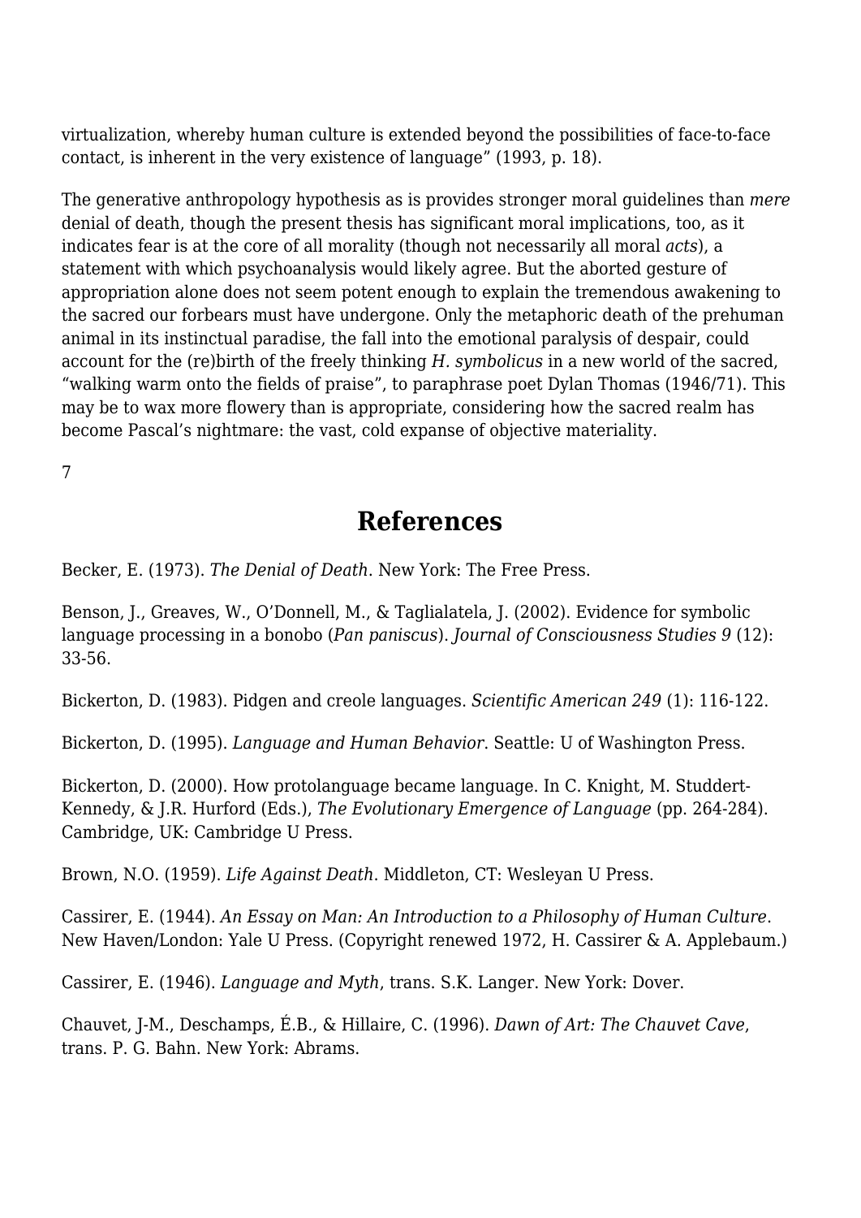virtualization, whereby human culture is extended beyond the possibilities of face-to-face contact, is inherent in the very existence of language" (1993, p. 18).

The generative anthropology hypothesis as is provides stronger moral guidelines than *mere* denial of death, though the present thesis has significant moral implications, too, as it indicates fear is at the core of all morality (though not necessarily all moral *acts*), a statement with which psychoanalysis would likely agree. But the aborted gesture of appropriation alone does not seem potent enough to explain the tremendous awakening to the sacred our forbears must have undergone. Only the metaphoric death of the prehuman animal in its instinctual paradise, the fall into the emotional paralysis of despair, could account for the (re)birth of the freely thinking *H. symbolicus* in a new world of the sacred, "walking warm onto the fields of praise", to paraphrase poet Dylan Thomas (1946/71). This may be to wax more flowery than is appropriate, considering how the sacred realm has become Pascal's nightmare: the vast, cold expanse of objective materiality.

7

## References

Becker, E. (1973). *The Denial of Death*. New York: The Free Press.

Benson, J., Greaves, W., O'Donnell, M., & Taglialatela, J. (2002). Evidence for symbolic language processing in a bonobo (*Pan paniscus*). *Journal of Consciousness Studies 9* (12): 33-56.

Bickerton, D. (1983). Pidgen and creole languages. *Scientific American 249* (1): 116-122.

Bickerton, D. (1995). *Language and Human Behavior*. Seattle: U of Washington Press.

Bickerton, D. (2000). How protolanguage became language. In C. Knight, M. Studdert-Kennedy, & J.R. Hurford (Eds.), *The Evolutionary Emergence of Language* (pp. 264-284). Cambridge, UK: Cambridge U Press.

Brown, N.O. (1959). *Life Against Death*. Middleton, CT: Wesleyan U Press.

Cassirer, E. (1944). *An Essay on Man: An Introduction to a Philosophy of Human Culture*. New Haven/London: Yale U Press. (Copyright renewed 1972, H. Cassirer & A. Applebaum.)

Cassirer, E. (1946). *Language and Myth*, trans. S.K. Langer. New York: Dover.

Chauvet, J-M., Deschamps, É.B., & Hillaire, C. (1996). *Dawn of Art: The Chauvet Cave*, trans. P. G. Bahn. New York: Abrams.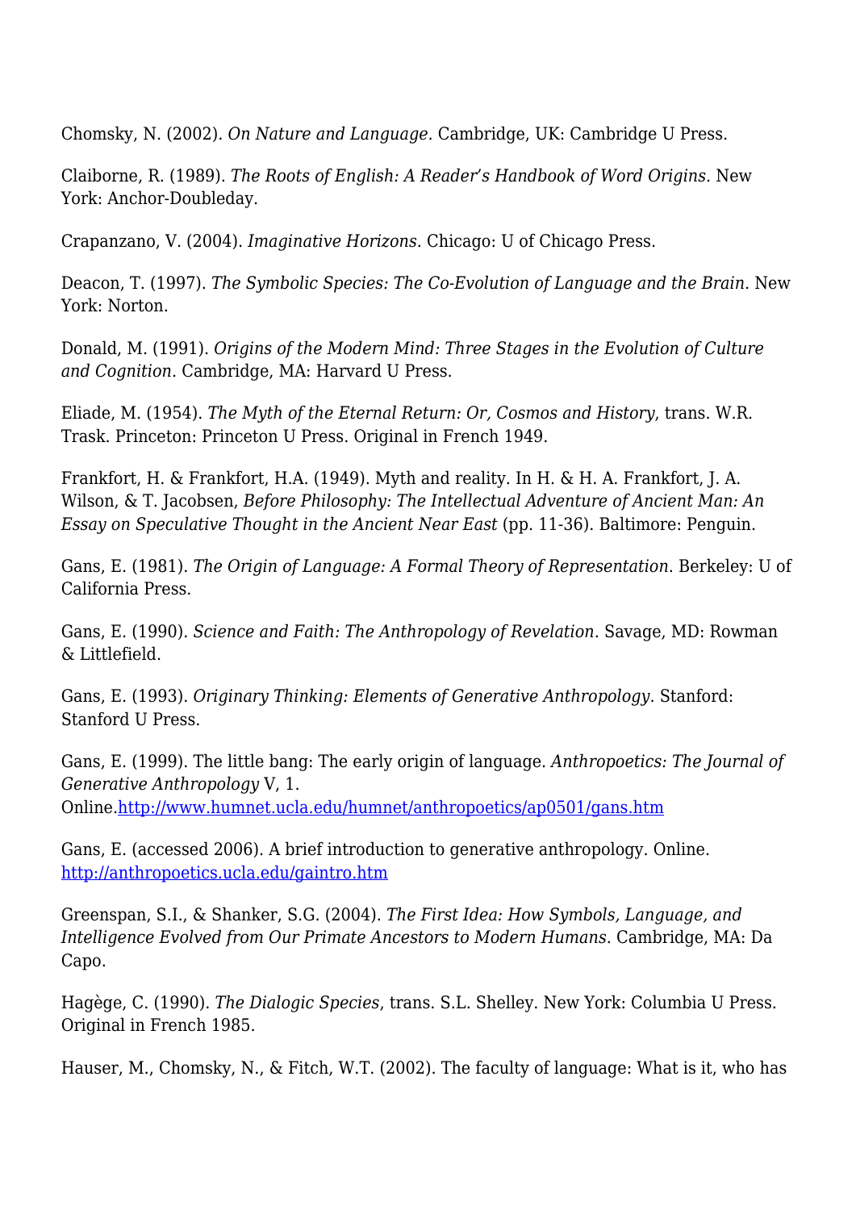Chomsky, N. (2002). *On Nature and Language*. Cambridge, UK: Cambridge U Press.

Claiborne, R. (1989). *The Roots of English: A Reader's Handbook of Word Origins*. New York: Anchor-Doubleday.

Crapanzano, V. (2004). *Imaginative Horizons*. Chicago: U of Chicago Press.

Deacon, T. (1997). *The Symbolic Species: The Co-Evolution of Language and the Brain*. New York: Norton.

Donald, M. (1991). *Origins of the Modern Mind: Three Stages in the Evolution of Culture and Cognition*. Cambridge, MA: Harvard U Press.

Eliade, M. (1954). *The Myth of the Eternal Return: Or, Cosmos and History*, trans. W.R. Trask. Princeton: Princeton U Press. Original in French 1949.

Frankfort, H. & Frankfort, H.A. (1949). Myth and reality. In H. & H. A. Frankfort, J. A. Wilson, & T. Jacobsen, *Before Philosophy: The Intellectual Adventure of Ancient Man: An Essay on Speculative Thought in the Ancient Near East* (pp. 11-36). Baltimore: Penguin.

Gans, E. (1981). *The Origin of Language: A Formal Theory of Representation*. Berkeley: U of California Press.

Gans, E. (1990). *Science and Faith: The Anthropology of Revelation*. Savage, MD: Rowman & Littlefield.

Gans, E. (1993). *Originary Thinking: Elements of Generative Anthropology*. Stanford: Stanford U Press.

Gans, E. (1999). The little bang: The early origin of language. *Anthropoetics: The Journal of Generative Anthropology* V, 1. Online.[http://www.humnet.ucla.edu/humnet/anthropoetics/ap0501/gans.htm](http://www.humnet.ucla.edu/humnet/anthropoetics/ap0501/gans.htm)

Gans, E. (accessed 2006). A brief introduction to generative anthropology. Online. [http://anthropoetics.ucla.edu/gaintro.htm](http://anthropoetics.ucla.edu/gaintro.htm)

Greenspan, S.I., & Shanker, S.G. (2004). *The First Idea: How Symbols, Language, and Intelligence Evolved from Our Primate Ancestors to Modern Humans*. Cambridge, MA: Da Capo.

Hagège, C. (1990). *The Dialogic Species*, trans. S.L. Shelley. New York: Columbia U Press. Original in French 1985.

Hauser, M., Chomsky, N., & Fitch, W.T. (2002). The faculty of language: What is it, who has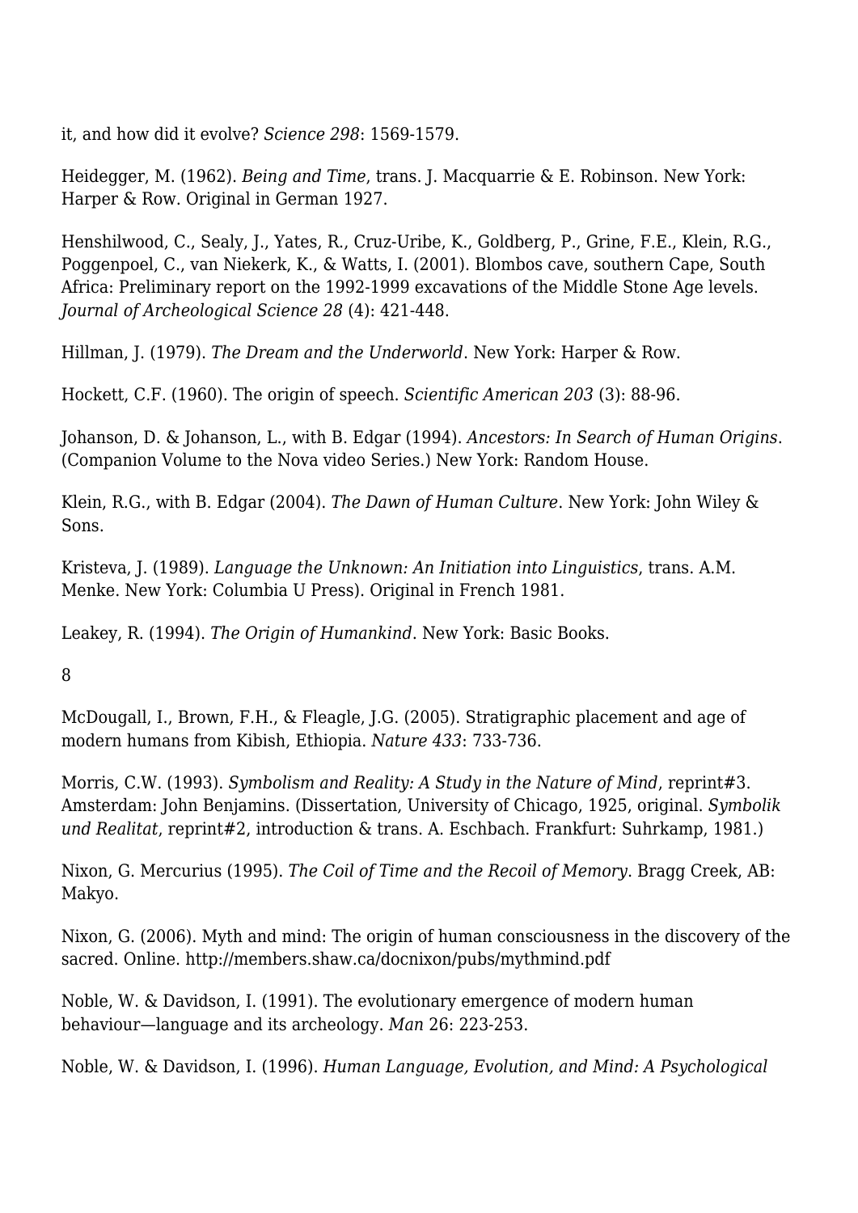it, and how did it evolve? *Science 298*: 1569-1579.

Heidegger, M. (1962). *Being and Time*, trans. J. Macquarrie & E. Robinson. New York: Harper & Row. Original in German 1927.

Henshilwood, C., Sealy, J., Yates, R., Cruz-Uribe, K., Goldberg, P., Grine, F.E., Klein, R.G., Poggenpoel, C., van Niekerk, K., & Watts, I. (2001). Blombos cave, southern Cape, South Africa: Preliminary report on the 1992-1999 excavations of the Middle Stone Age levels. *Journal of Archeological Science 28* (4): 421-448.

Hillman, J. (1979). *The Dream and the Underworld*. New York: Harper & Row.

Hockett, C.F. (1960). The origin of speech. *Scientific American 203* (3): 88-96.

Johanson, D. & Johanson, L., with B. Edgar (1994). *Ancestors: In Search of Human Origins*. (Companion Volume to the Nova video Series.) New York: Random House.

Klein, R.G., with B. Edgar (2004). *The Dawn of Human Culture*. New York: John Wiley & Sons.

Kristeva, J. (1989). *Language the Unknown: An Initiation into Linguistics*, trans. A.M. Menke. New York: Columbia U Press). Original in French 1981.

Leakey, R. (1994). *The Origin of Humankind*. New York: Basic Books.

McDougall, I., Brown, F.H., & Fleagle, J.G. (2005). Stratigraphic placement and age of modern humans from Kibish, Ethiopia. *Nature 433*: 733-736.

Morris, C.W. (1993). *Symbolism and Reality: A Study in the Nature of Mind*, reprint#3. Amsterdam: John Benjamins. (Dissertation, University of Chicago, 1925, original. *Symbolik und Realitat*, reprint#2, introduction & trans. A. Eschbach. Frankfurt: Suhrkamp, 1981.)

Nixon, G. Mercurius (1995). *The Coil of Time and the Recoil of Memory*. Bragg Creek, AB: Makyo.

Nixon, G. (2006). Myth and mind: The origin of human consciousness in the discovery of the sacred. Online. http://members.shaw.ca/docnixon/pubs/mythmind.pdf

Noble, W. & Davidson, I. (1991). The evolutionary emergence of modern human behaviour—language and its archeology. *Man* 26: 223-253.

Noble, W. & Davidson, I. (1996). *Human Language, Evolution, and Mind: A Psychological*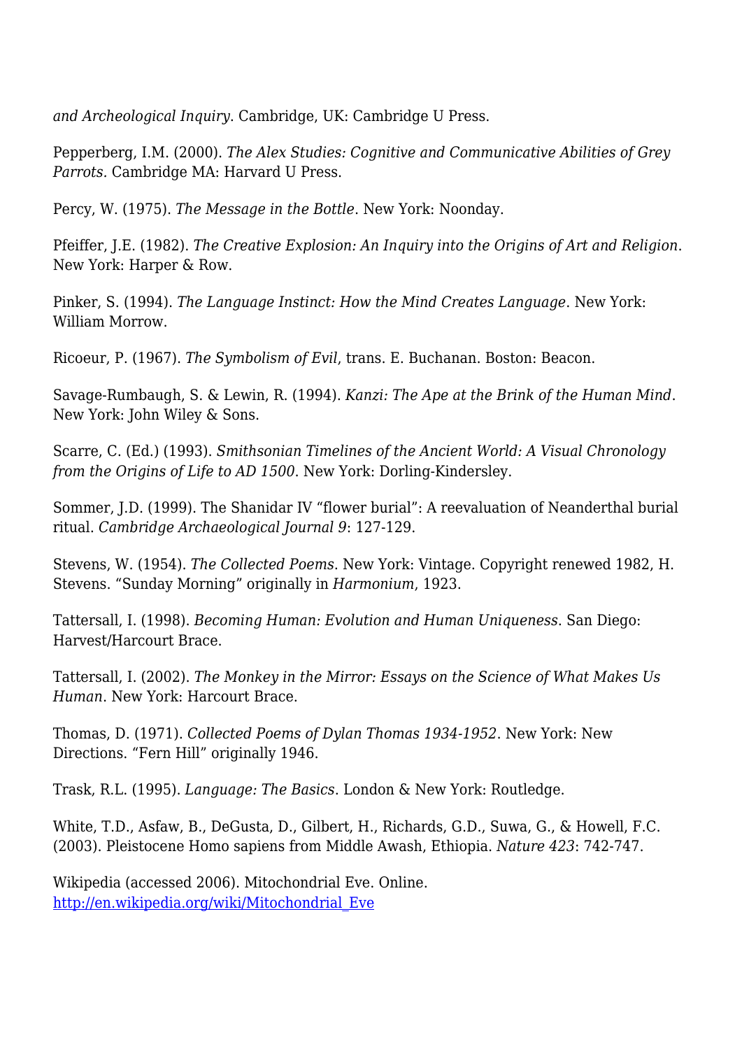*and Archeological Inquiry*. Cambridge, UK: Cambridge U Press.

Pepperberg, I.M. (2000). *The Alex Studies: Cognitive and Communicative Abilities of Grey Parrots*. Cambridge MA: Harvard U Press.

Percy, W. (1975). *The Message in the Bottle*. New York: Noonday.

Pfeiffer, J.E. (1982). *The Creative Explosion: An Inquiry into the Origins of Art and Religion*. New York: Harper & Row.

Pinker, S. (1994). *The Language Instinct: How the Mind Creates Language*. New York: William Morrow.

Ricoeur, P. (1967). *The Symbolism of Evil*, trans. E. Buchanan. Boston: Beacon.

Savage-Rumbaugh, S. & Lewin, R. (1994). *Kanzi: The Ape at the Brink of the Human Mind*. New York: John Wiley & Sons.

Scarre, C. (Ed.) (1993). *Smithsonian Timelines of the Ancient World: A Visual Chronology from the Origins of Life to AD 1500*. New York: Dorling-Kindersley.

Sommer, J.D. (1999). The Shanidar IV "flower burial": A reevaluation of Neanderthal burial ritual. *Cambridge Archaeological Journal 9*: 127-129.

Stevens, W. (1954). *The Collected Poems*. New York: Vintage. Copyright renewed 1982, H. Stevens. "Sunday Morning" originally in *Harmonium*, 1923.

Tattersall, I. (1998). *Becoming Human: Evolution and Human Uniqueness*. San Diego: Harvest/Harcourt Brace.

Tattersall, I. (2002). *The Monkey in the Mirror: Essays on the Science of What Makes Us Human*. New York: Harcourt Brace.

Thomas, D. (1971). *Collected Poems of Dylan Thomas 1934-1952*. New York: New Directions. "Fern Hill" originally 1946.

Trask, R.L. (1995). *Language: The Basics*. London & New York: Routledge.

White, T.D., Asfaw, B., DeGusta, D., Gilbert, H., Richards, G.D., Suwa, G., & Howell, F.C. (2003). Pleistocene Homo sapiens from Middle Awash, Ethiopia. *Nature 423*: 742-747.

Wikipedia (accessed 2006). Mitochondrial Eve. Online. [http://en.wikipedia.org/wiki/Mitochondrial_Eve](http://en.wikipedia.org/wiki/Mitochondrial_Eve)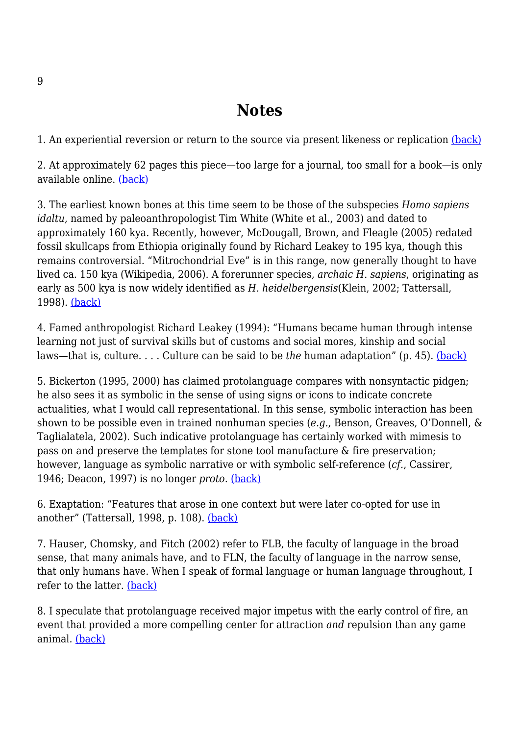## Notes

1. An experiential reversion or return to the source via present likeness or replication (back)

2. At approximately 62 pages this piece—too large for a journal, too small for a book—is only available online. (back)

3. The earliest known bones at this time seem to be those of the subspecies *Homo sapiens idaltu*, named by paleoanthropologist Tim White (White et al., 2003) and dated to approximately 160 kya. Recently, however, McDougall, Brown, and Fleagle (2005) redated fossil skullcaps from Ethiopia originally found by Richard Leakey to 195 kya, though this remains controversial. "Mitrochondrial Eve" is in this range, now generally thought to have lived ca. 150 kya (Wikipedia, 2006). A forerunner species, *archaic H. sapiens*, originating as early as 500 kya is now widely identified as *H. heidelbergensis*(Klein, 2002; Tattersall, 1998). (back)

4. Famed anthropologist Richard Leakey (1994): "Humans became human through intense learning not just of survival skills but of customs and social mores, kinship and social laws—that is, culture. . . . Culture can be said to be *the* human adaptation" (p. 45). (back)

5. Bickerton (1995, 2000) has claimed protolanguage compares with nonsyntactic pidgen; he also sees it as symbolic in the sense of using signs or icons to indicate concrete actualities, what I would call representational. In this sense, symbolic interaction has been shown to be possible even in trained nonhuman species (*e.g.*, Benson, Greaves, O'Donnell, & Taglialatela, 2002). Such indicative protolanguage has certainly worked with mimesis to pass on and preserve the templates for stone tool manufacture & fire preservation; however, language as symbolic narrative or with symbolic self-reference (*cf.*, Cassirer, 1946; Deacon, 1997) is no longer *proto*. (back)

6. Exaptation: "Features that arose in one context but were later co-opted for use in another" (Tattersall, 1998, p. 108). (back)

7. Hauser, Chomsky, and Fitch (2002) refer to FLB, the faculty of language in the broad sense, that many animals have, and to FLN, the faculty of language in the narrow sense, that only humans have. When I speak of formal language or human language throughout, I refer to the latter. (back)

8. I speculate that protolanguage received major impetus with the early control of fire, an event that provided a more compelling center for attraction *and* repulsion than any game animal. (back)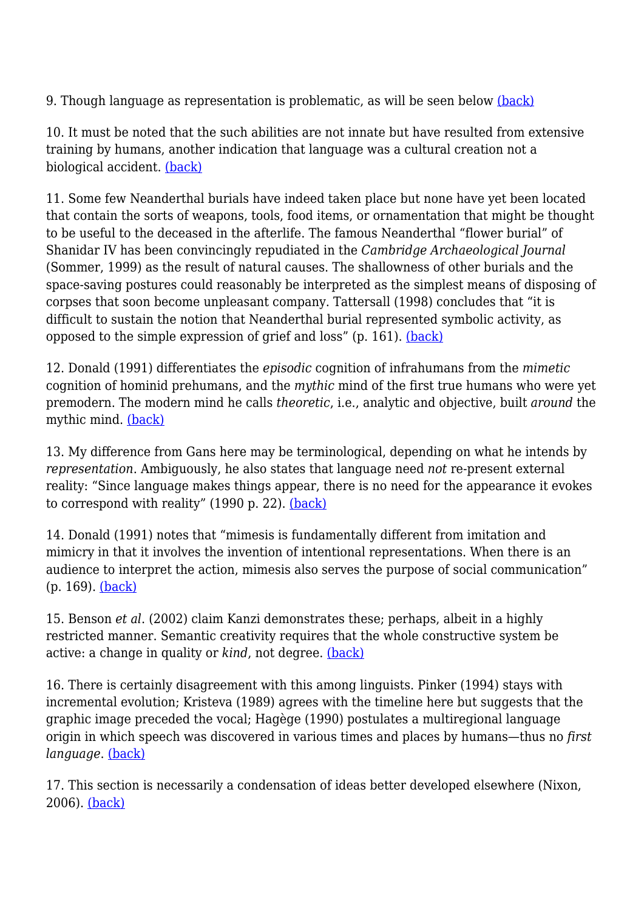9. Though language as representation is problematic, as will be seen below (back)

10. It must be noted that the such abilities are not innate but have resulted from extensive training by humans, another indication that language was a cultural creation not a biological accident. (back)

11. Some few Neanderthal burials have indeed taken place but none have yet been located that contain the sorts of weapons, tools, food items, or ornamentation that might be thought to be useful to the deceased in the afterlife. The famous Neanderthal "flower burial" of Shanidar IV has been convincingly repudiated in the *Cambridge Archaeological Journal* (Sommer, 1999) as the result of natural causes. The shallowness of other burials and the space-saving postures could reasonably be interpreted as the simplest means of disposing of corpses that soon become unpleasant company. Tattersall (1998) concludes that "it is difficult to sustain the notion that Neanderthal burial represented symbolic activity, as opposed to the simple expression of grief and loss" (p. 161). (back)

12. Donald (1991) differentiates the *episodic* cognition of infrahumans from the *mimetic* cognition of hominid prehumans, and the *mythic* mind of the first true humans who were yet premodern. The modern mind he calls *theoretic*, i.e., analytic and objective, built *around* the mythic mind. (back)

13. My difference from Gans here may be terminological, depending on what he intends by *representation*. Ambiguously, he also states that language need *not* re-present external reality: "Since language makes things appear, there is no need for the appearance it evokes to correspond with reality" (1990 p. 22). (back)

14. Donald (1991) notes that "mimesis is fundamentally different from imitation and mimicry in that it involves the invention of intentional representations. When there is an audience to interpret the action, mimesis also serves the purpose of social communication" (p. 169). (back)

15. Benson *et al*. (2002) claim Kanzi demonstrates these; perhaps, albeit in a highly restricted manner. Semantic creativity requires that the whole constructive system be active: a change in quality or *kind*, not degree. (back)

16. There is certainly disagreement with this among linguists. Pinker (1994) stays with incremental evolution; Kristeva (1989) agrees with the timeline here but suggests that the graphic image preceded the vocal; Hagège (1990) postulates a multiregional language origin in which speech was discovered in various times and places by humans—thus no *first language*. (back)

17. This section is necessarily a condensation of ideas better developed elsewhere (Nixon, 2006). (back)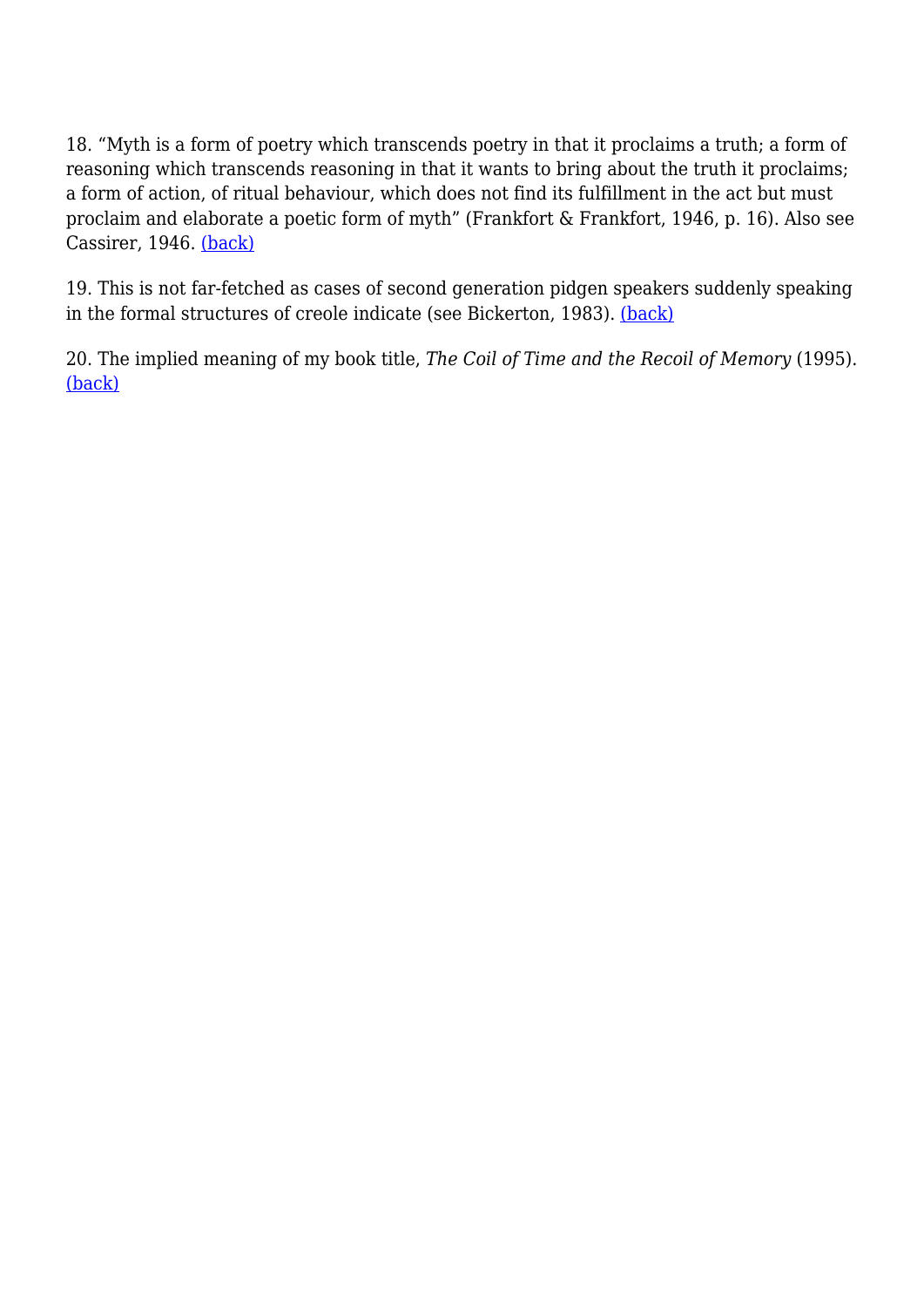18. “Myth is a form of poetry which transcends poetry in that it proclaims a truth; a form of reasoning which transcends reasoning in that it wants to bring about the truth it proclaims; a form of action, of ritual behaviour, which does not find its fulfillment in the act but must proclaim and elaborate a poetic form of myth” (Frankfort & Frankfort, 1946, p. 16). Also see Cassirer, 1946. (back)

19. This is not far-fetched as cases of second generation pidgen speakers suddenly speaking in the formal structures of creole indicate (see Bickerton, 1983). (back)

20. The implied meaning of my book title, *The Coil of Time and the Recoil of Memory* (1995). (back)